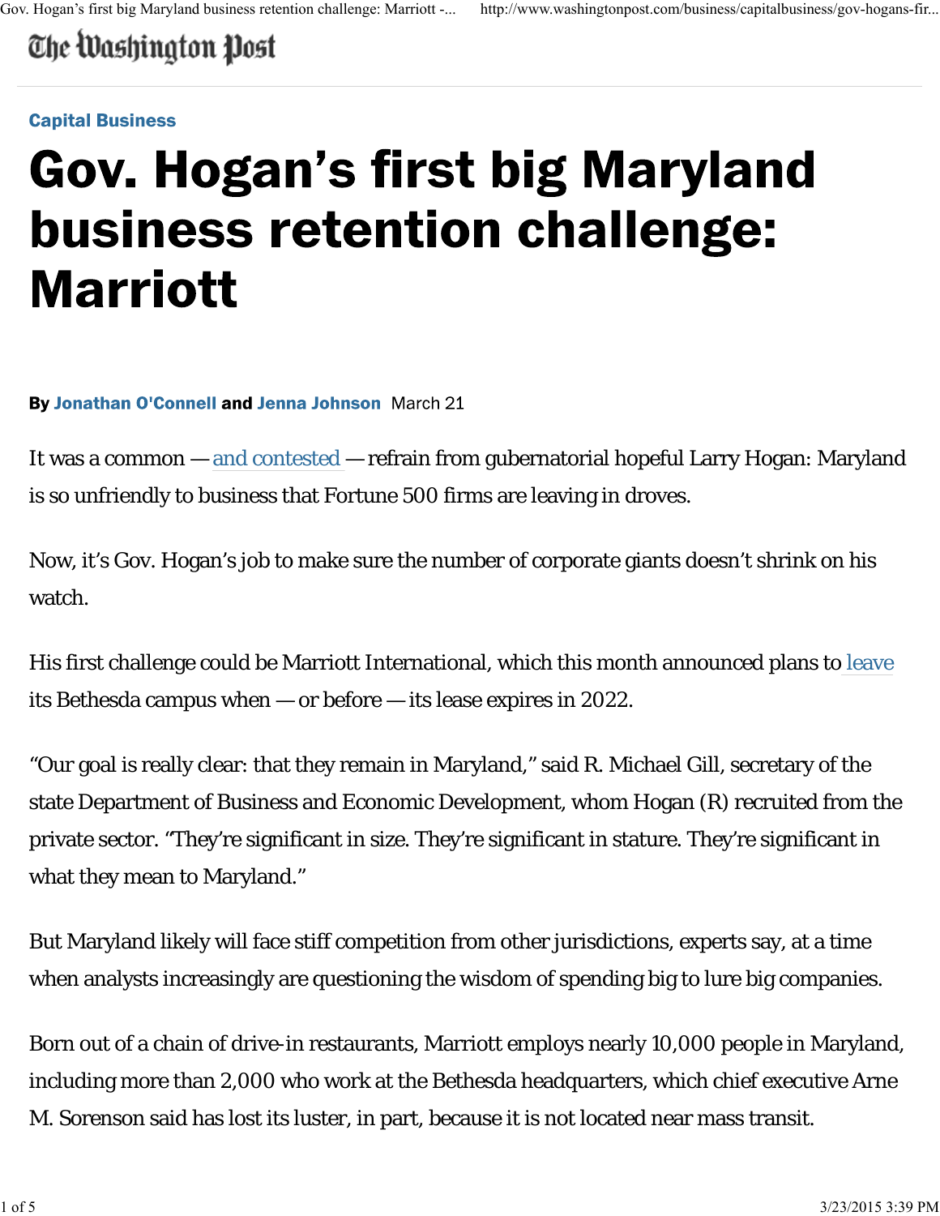The Washington Post

Capital Business

# Gov. Hogan's first big Maryland business retention challenge: Marriott

**By Jonathan O'Connell and Jenna Johnson** March 21

It was a common — and contested — refrain from gubernatorial hopeful Larry Hogan: Maryland is so unfriendly to business that Fortune 500 firms are leaving in droves.

Now, it's Gov. Hogan's job to make sure the number of corporate giants doesn't shrink on his watch.

His first challenge could be Marriott International, which this month announced plans to leave its Bethesda campus when — or before — its lease expires in 2022.

"Our goal is really clear: that they remain in Maryland," said R. Michael Gill, secretary of the state Department of Business and Economic Development, whom Hogan (R) recruited from the private sector. "They're significant in size. They're significant in stature. They're significant in what they mean to Maryland."

But Maryland likely will face stiff competition from other jurisdictions, experts say, at a time when analysts increasingly are questioning the wisdom of spending big to lure big companies.

Born out of a chain of drive-in restaurants, Marriott employs nearly 10,000 people in Maryland, including more than 2,000 who work at the Bethesda headquarters, which chief executive Arne M. Sorenson said has lost its luster, in part, because it is not located near mass transit.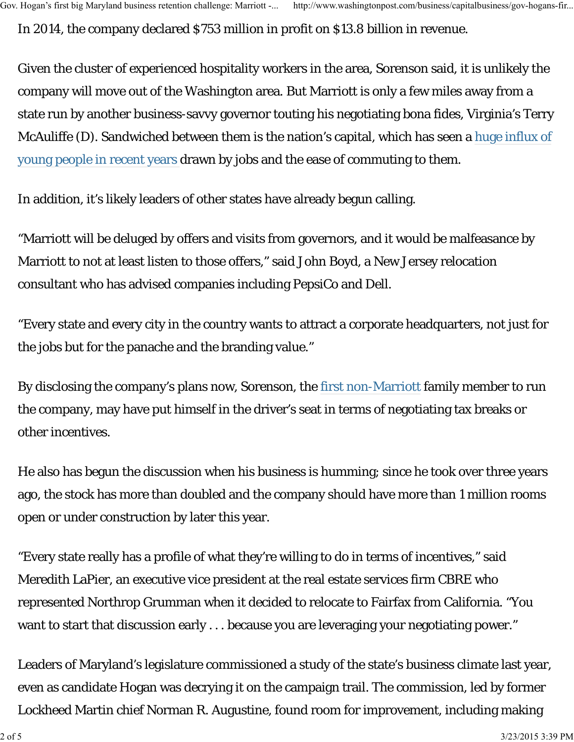In 2014, the company declared $753 million in profit on $13.8 billion in revenue.

Given the cluster of experienced hospitality workers in the area, Sorenson said, it is unlikely the company will move out of the Washington area. But Marriott is only a few miles away from a state run by another business-savvy governor touting his negotiating bona fides, Virginia's Terry McAuliffe (D). Sandwiched between them is the nation's capital, which has seen a huge influx of young people in recent years drawn by jobs and the ease of commuting to them.

In addition, it's likely leaders of other states have already begun calling.

"Marriott will be deluged by offers and visits from governors, and it would be malfeasance by Marriott to not at least listen to those offers," said John Boyd, a New Jersey relocation consultant who has advised companies including PepsiCo and Dell.

"Every state and every city in the country wants to attract a corporate headquarters, not just for the jobs but for the panache and the branding value."

By disclosing the company's plans now, Sorenson, the first non-Marriott family member to run the company, may have put himself in the driver's seat in terms of negotiating tax breaks or other incentives.

He also has begun the discussion when his business is humming; since he took over three years ago, the stock has more than doubled and the company should have more than 1 million rooms open or under construction by later this year.

"Every state really has a profile of what they're willing to do in terms of incentives," said Meredith LaPier, an executive vice president at the real estate services firm CBRE who represented Northrop Grumman when it decided to relocate to Fairfax from California. "You want to start that discussion early . . . because you are leveraging your negotiating power."

Leaders of Maryland's legislature commissioned a study of the state's business climate last year, even as candidate Hogan was decrying it on the campaign trail. The commission, led by former Lockheed Martin chief Norman R. Augustine, found room for improvement, including making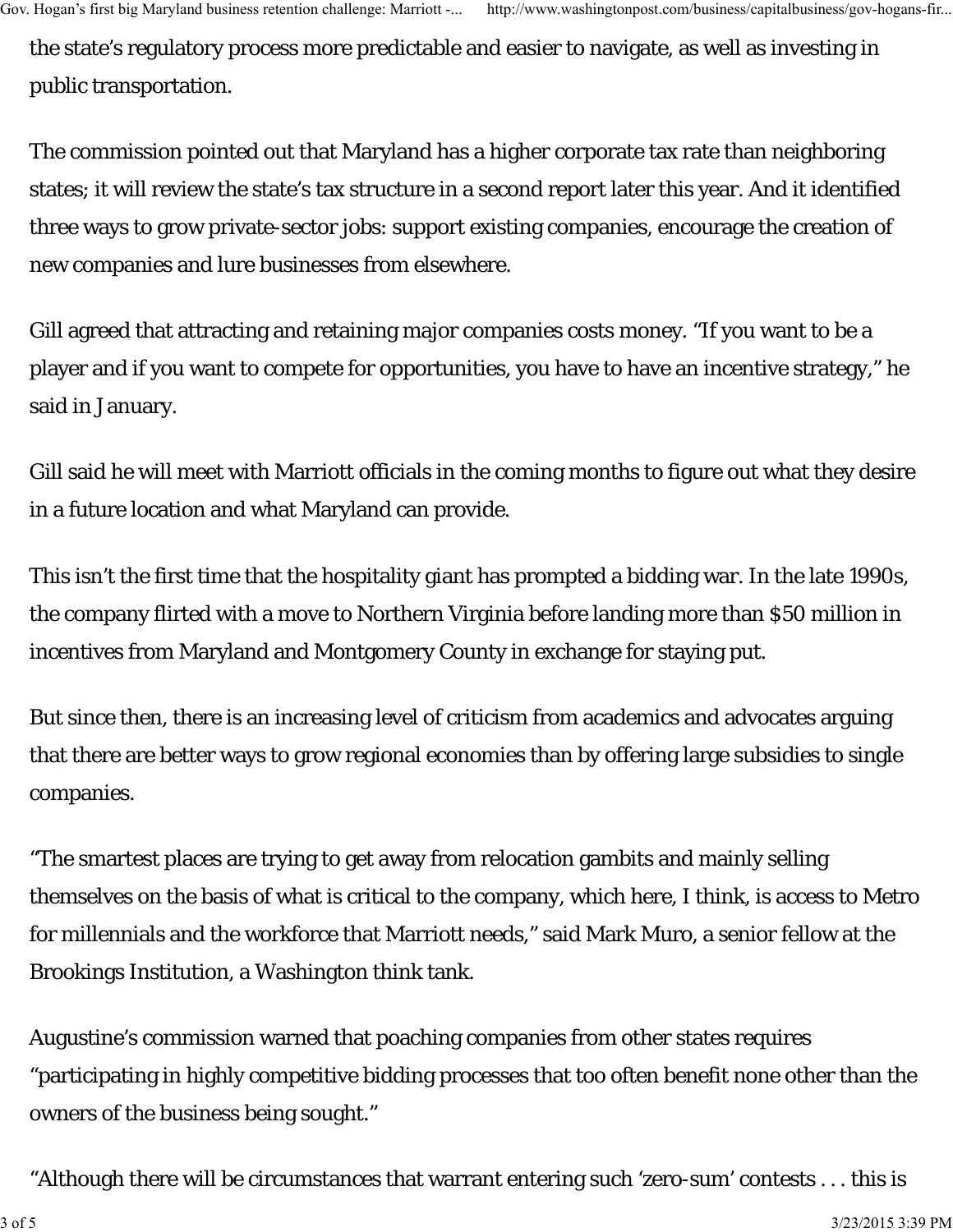the state's regulatory process more predictable and easier to navigate, as well as investing in public transportation.

The commission pointed out that Maryland has a higher corporate tax rate than neighboring states; it will review the state's tax structure in a second report later this year. And it identified three ways to grow private-sector jobs: support existing companies, encourage the creation of new companies and lure businesses from elsewhere.

Gill agreed that attracting and retaining major companies costs money. "If you want to be a player and if you want to compete for opportunities, you have to have an incentive strategy," he said in January.

Gill said he will meet with Marriott officials in the coming months to figure out what they desire in a future location and what Maryland can provide.

This isn't the first time that the hospitality giant has prompted a bidding war. In the late 1990s, the company flirted with a move to Northern Virginia before landing more than $50 million in incentives from Maryland and Montgomery County in exchange for staying put.

But since then, there is an increasing level of criticism from academics and advocates arguing that there are better ways to grow regional economies than by offering large subsidies to single companies.

"The smartest places are trying to get away from relocation gambits and mainly selling themselves on the basis of what is critical to the company, which here, I think, is access to Metro for millennials and the workforce that Marriott needs," said Mark Muro, a senior fellow at the Brookings Institution, a Washington think tank.

Augustine's commission warned that poaching companies from other states requires "participating in highly competitive bidding processes that too often benefit none other than the owners of the business being sought."

"Although there will be circumstances that warrant entering such 'zero-sum' contests . . . this is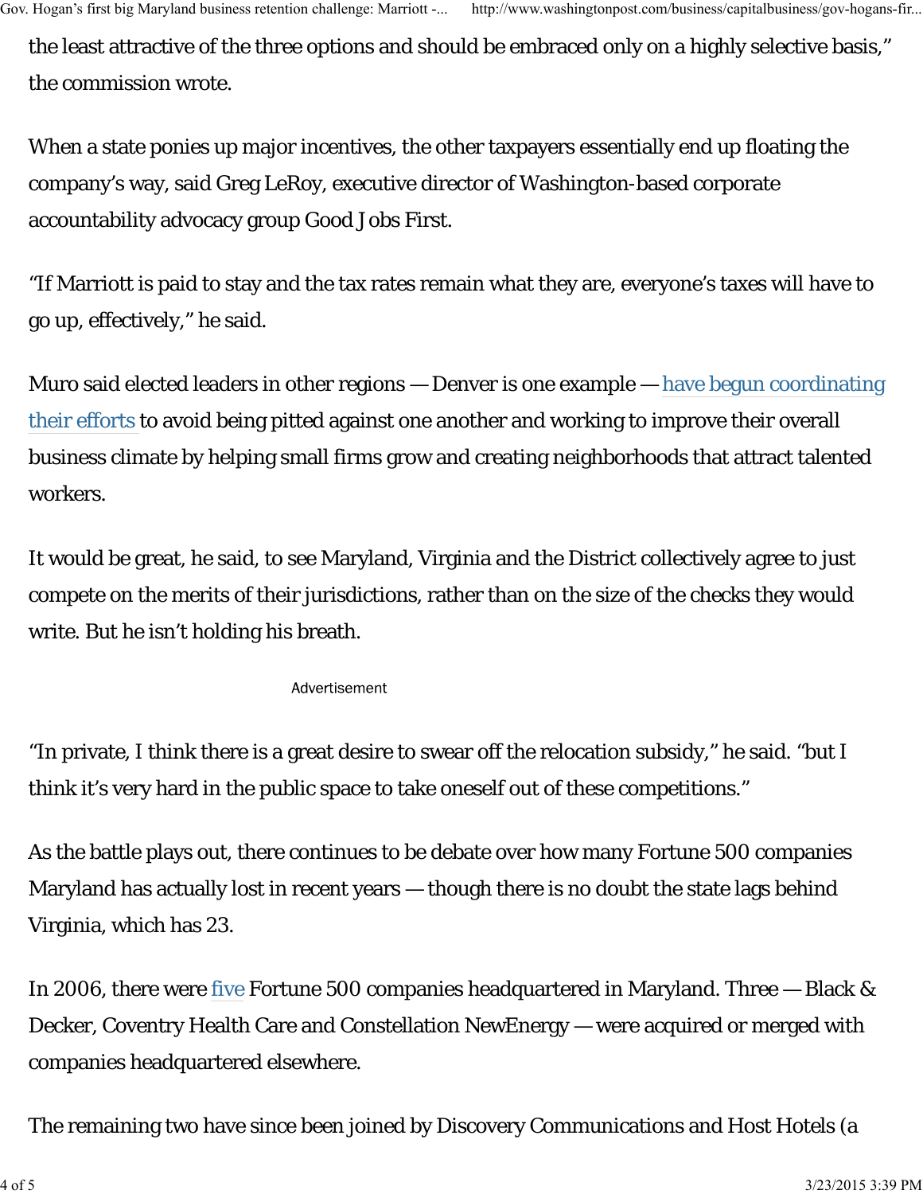the least attractive of the three options and should be embraced only on a highly selective basis," the commission wrote.

When a state ponies up major incentives, the other taxpayers essentially end up floating the company's way, said Greg LeRoy, executive director of Washington-based corporate accountability advocacy group Good Jobs First.

"If Marriott is paid to stay and the tax rates remain what they are, everyone's taxes will have to go up, effectively," he said.

Muro said elected leaders in other regions — Denver is one example — have begun coordinating their efforts to avoid being pitted against one another and working to improve their overall business climate by helping small firms grow and creating neighborhoods that attract talented workers.

It would be great, he said, to see Maryland, Virginia and the District collectively agree to just compete on the merits of their jurisdictions, rather than on the size of the checks they would write. But he isn't holding his breath.

"In private, I think there is a great desire to swear off the relocation subsidy," he said. "but I think it's very hard in the public space to take oneself out of these competitions."

As the battle plays out, there continues to be debate over how many Fortune 500 companies Maryland has actually lost in recent years — though there is no doubt the state lags behind Virginia, which has 23.

In 2006, there were five Fortune 500 companies headquartered in Maryland. Three — Black & Decker, Coventry Health Care and Constellation NewEnergy — were acquired or merged with companies headquartered elsewhere.

The remaining two have since been joined by Discovery Communications and Host Hotels (a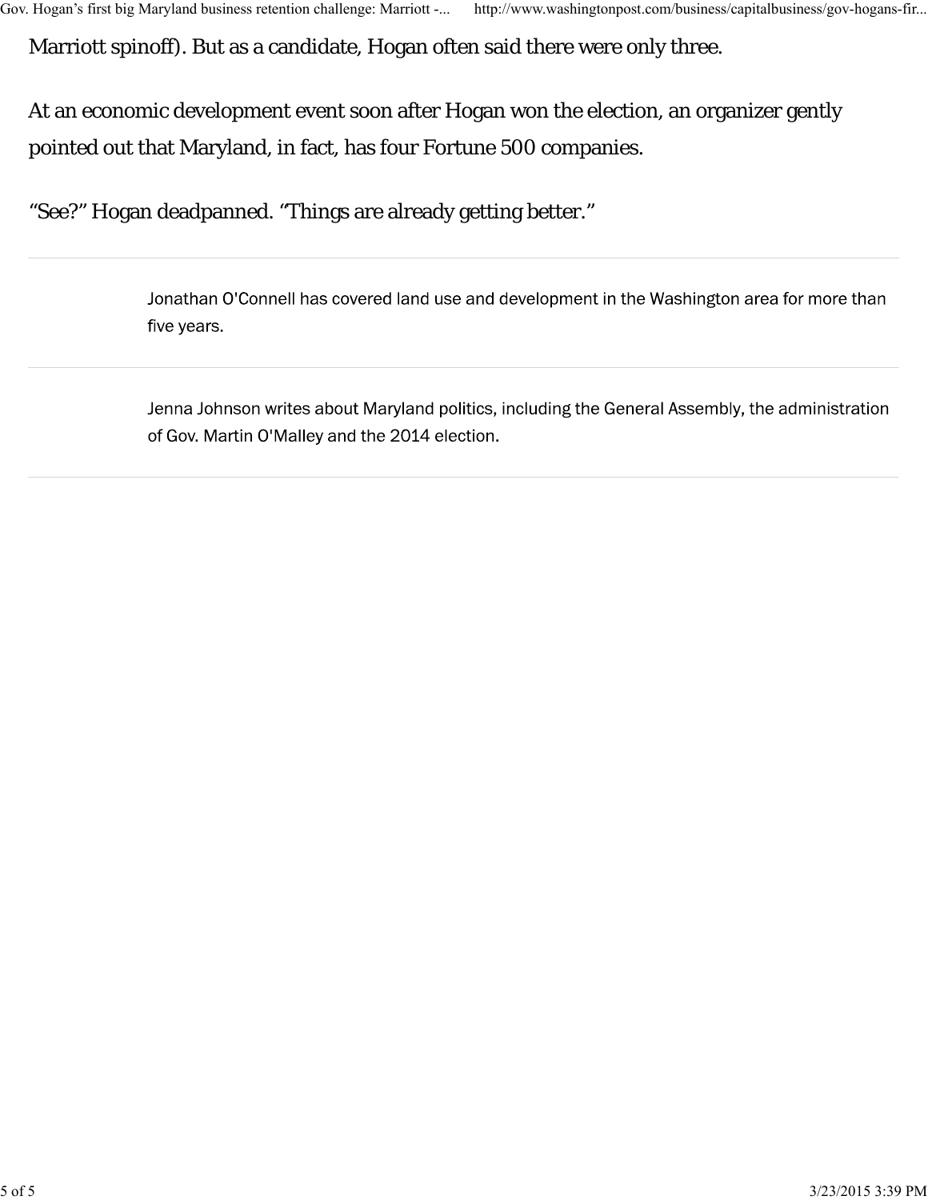Marriott spinoff). But as a candidate, Hogan often said there were only three.

At an economic development event soon after Hogan won the election, an organizer gently pointed out that Maryland, in fact, has four Fortune 500 companies.

"See?" Hogan deadpanned. "Things are already getting better."

---

Jonathan O'Connell has covered land use and development in the Washington area for more than five years.

---

Jenna Johnson writes about Maryland politics, including the General Assembly, the administration of Gov. Martin O'Malley and the 2014 election.